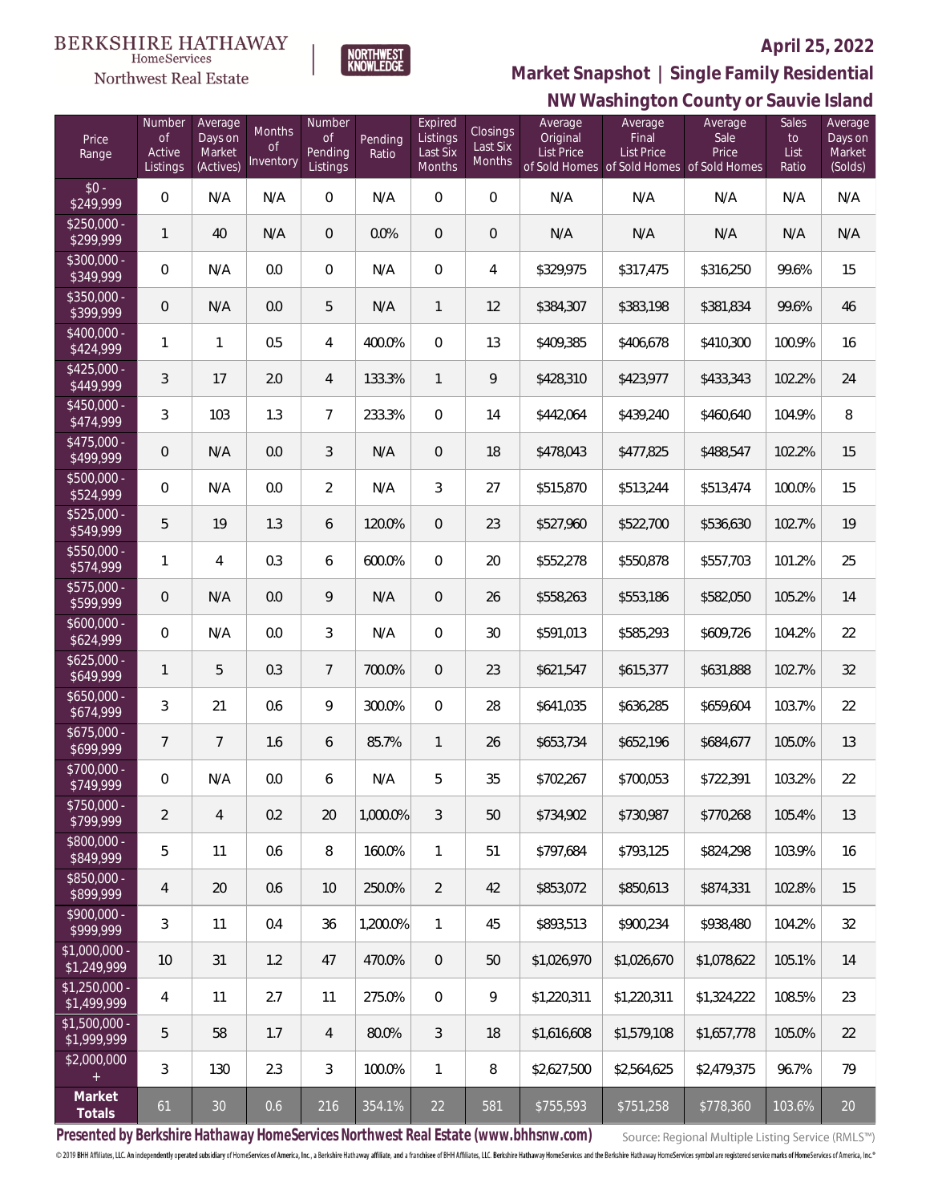BERKSHIRE HATHAWAY HomeServices Northwest Real Estate

NORTHWEST KNOWLEDGE

**April 25, 2022**

## Market Snapshot | Single Family Residential

## NW Washington County or Sauvie Island

| Price Range | Number of Active Listings | Average Days on Market (Actives) | Months of Inventory | Number of Pending Listings | Pending Ratio | Expired Listings Last Six Months | Closings Last Six Months | Average Original List Price of Sold Homes | Average Final List Price of Sold Homes | Average Sale Price of Sold Homes | Sales to List Ratio | Average Days on Market (Solds) |
|---|---|---|---|---|---|---|---|---|---|---|---|---|
| $0 - $249,999 | 0 | N/A | N/A | 0 | N/A | 0 | 0 | N/A | N/A | N/A | N/A | N/A |
| $250,000 - $299,999 | 1 | 40 | N/A | 0 | 0.0% | 0 | 0 | N/A | N/A | N/A | N/A | N/A |
| $300,000 - $349,999 | 0 | N/A | 0.0 | 0 | N/A | 0 | 4 | $329,975 | $317,475 | $316,250 | 99.6% | 15 |
| $350,000 - $399,999 | 0 | N/A | 0.0 | 5 | N/A | 1 | 12 | $384,307 | $383,198 | $381,834 | 99.6% | 46 |
| $400,000 - $424,999 | 1 | 1 | 0.5 | 4 | 400.0% | 0 | 13 | $409,385 | $406,678 | $410,300 | 100.9% | 16 |
| $425,000 - $449,999 | 3 | 17 | 2.0 | 4 | 133.3% | 1 | 9 | $428,310 | $423,977 | $433,343 | 102.2% | 24 |
| $450,000 - $474,999 | 3 | 103 | 1.3 | 7 | 233.3% | 0 | 14 | $442,064 | $439,240 | $460,640 | 104.9% | 8 |
| $475,000 - $499,999 | 0 | N/A | 0.0 | 3 | N/A | 0 | 18 | $478,043 | $477,825 | $488,547 | 102.2% | 15 |
| $500,000 - $524,999 | 0 | N/A | 0.0 | 2 | N/A | 3 | 27 | $515,870 | $513,244 | $513,474 | 100.0% | 15 |
| $525,000 - $549,999 | 5 | 19 | 1.3 | 6 | 120.0% | 0 | 23 | $527,960 | $522,700 | $536,630 | 102.7% | 19 |
| $550,000 - $574,999 | 1 | 4 | 0.3 | 6 | 600.0% | 0 | 20 | $552,278 | $550,878 | $557,703 | 101.2% | 25 |
| $575,000 - $599,999 | 0 | N/A | 0.0 | 9 | N/A | 0 | 26 | $558,263 | $553,186 | $582,050 | 105.2% | 14 |
| $600,000 - $624,999 | 0 | N/A | 0.0 | 3 | N/A | 0 | 30 | $591,013 | $585,293 | $609,726 | 104.2% | 22 |
| $625,000 - $649,999 | 1 | 5 | 0.3 | 7 | 700.0% | 0 | 23 | $621,547 | $615,377 | $631,888 | 102.7% | 32 |
| $650,000 - $674,999 | 3 | 21 | 0.6 | 9 | 300.0% | 0 | 28 | $641,035 | $636,285 | $659,604 | 103.7% | 22 |
| $675,000 - $699,999 | 7 | 7 | 1.6 | 6 | 85.7% | 1 | 26 | $653,734 | $652,196 | $684,677 | 105.0% | 13 |
| $700,000 - $749,999 | 0 | N/A | 0.0 | 6 | N/A | 5 | 35 | $702,267 | $700,053 | $722,391 | 103.2% | 22 |
| $750,000 - $799,999 | 2 | 4 | 0.2 | 20 | 1,000.0% | 3 | 50 | $734,902 | $730,987 | $770,268 | 105.4% | 13 |
| $800,000 - $849,999 | 5 | 11 | 0.6 | 8 | 160.0% | 1 | 51 | $797,684 | $793,125 | $824,298 | 103.9% | 16 |
| $850,000 - $899,999 | 4 | 20 | 0.6 | 10 | 250.0% | 2 | 42 | $853,072 | $850,613 | $874,331 | 102.8% | 15 |
| $900,000 - $999,999 | 3 | 11 | 0.4 | 36 | 1,200.0% | 1 | 45 | $893,513 | $900,234 | $938,480 | 104.2% | 32 |
| $1,000,000 - $1,249,999 | 10 | 31 | 1.2 | 47 | 470.0% | 0 | 50 | $1,026,970 | $1,026,670 | $1,078,622 | 105.1% | 14 |
| $1,250,000 - $1,499,999 | 4 | 11 | 2.7 | 11 | 275.0% | 0 | 9 | $1,220,311 | $1,220,311 | $1,324,222 | 108.5% | 23 |
| $1,500,000 - $1,999,999 | 5 | 58 | 1.7 | 4 | 80.0% | 3 | 18 | $1,616,608 | $1,579,108 | $1,657,778 | 105.0% | 22 |
| $2,000,000 + | 3 | 130 | 2.3 | 3 | 100.0% | 1 | 8 | $2,627,500 | $2,564,625 | $2,479,375 | 96.7% | 79 |
| **Market Totals** | 61 | 30 | 0.6 | 216 | 354.1% | 22 | 581 | $755,593 | $751,258 | $778,360 | 103.6% | 20 |

**Presented by Berkshire Hathaway HomeServices Northwest Real Estate (www.bhhsnw.com)**

Source: Regional Multiple Listing Service (RMLS™)

© 2019 BHH Affiliates, LLC. An independently operated subsidiary of HomeServices of America, Inc., a Berkshire Hathaway affiliate, and a franchisee of BHH Affiliates, LLC. Berkshire Hathaway HomeServices and the Berkshire Hathaway HomeServices symbol are registered service marks of HomeServices of America, Inc.®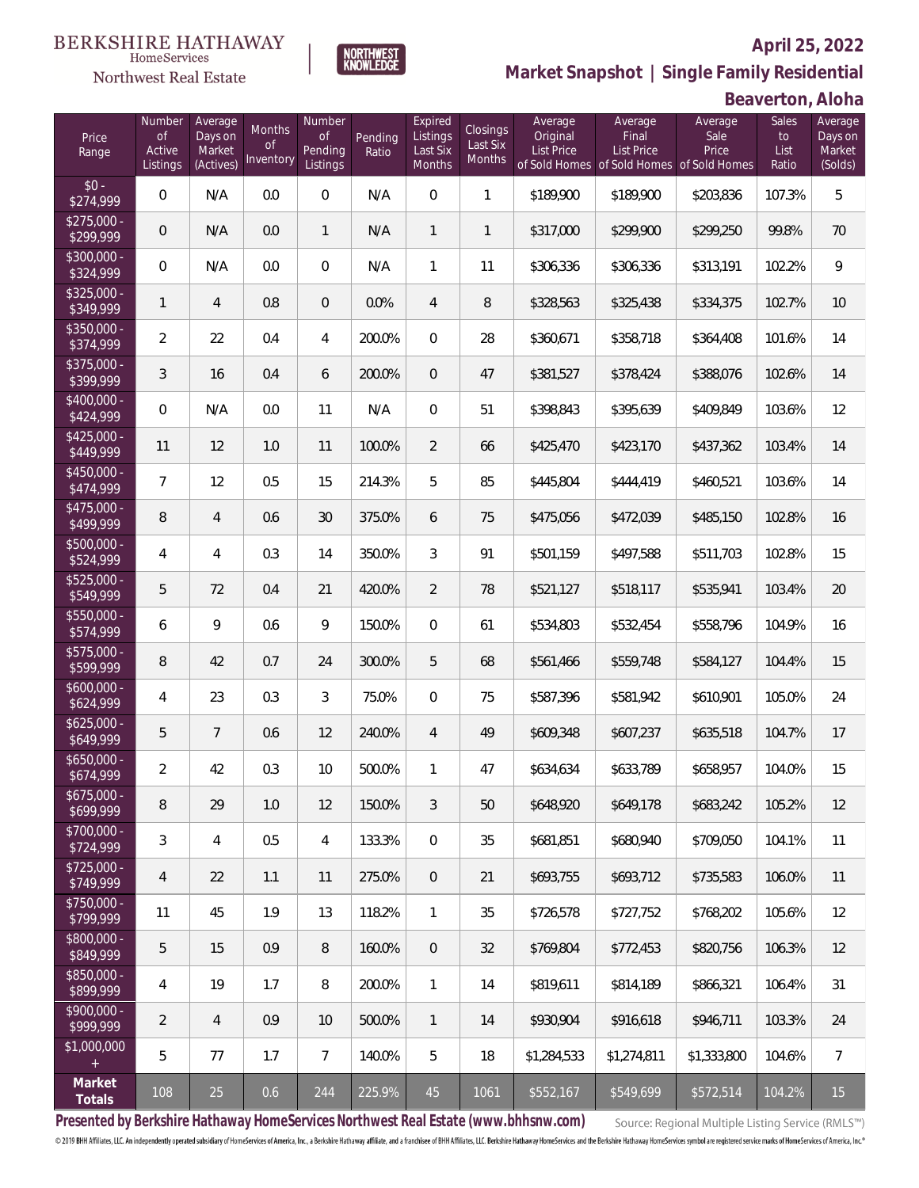BERKSHIRE HATHAWAY HomeServices Northwest Real Estate

NORTHWEST KNOWLEDGE

**April 25, 2022**

## Market Snapshot | Single Family Residential

### Beaverton, Aloha

| Price Range | Number of Active Listings | Average Days on Market (Actives) | Months of Inventory | Number of Pending Listings | Pending Ratio | Expired Listings Last Six Months | Closings Last Six Months | Average Original List Price of Sold Homes | Average Final List Price of Sold Homes | Average Sale Price of Sold Homes | Sales to List Ratio | Average Days on Market (Solds) |
|---|---|---|---|---|---|---|---|---|---|---|---|---|
| $0 - $274,999 | 0 | N/A | 0.0 | 0 | N/A | 0 | 1 | $189,900 | $189,900 | $203,836 | 107.3% | 5 |
| $275,000 - $299,999 | 0 | N/A | 0.0 | 1 | N/A | 1 | 1 | $317,000 | $299,900 | $299,250 | 99.8% | 70 |
| $300,000 - $324,999 | 0 | N/A | 0.0 | 0 | N/A | 1 | 11 | $306,336 | $306,336 | $313,191 | 102.2% | 9 |
| $325,000 - $349,999 | 1 | 4 | 0.8 | 0 | 0.0% | 4 | 8 | $328,563 | $325,438 | $334,375 | 102.7% | 10 |
| $350,000 - $374,999 | 2 | 22 | 0.4 | 4 | 200.0% | 0 | 28 | $360,671 | $358,718 | $364,408 | 101.6% | 14 |
| $375,000 - $399,999 | 3 | 16 | 0.4 | 6 | 200.0% | 0 | 47 | $381,527 | $378,424 | $388,076 | 102.6% | 14 |
| $400,000 - $424,999 | 0 | N/A | 0.0 | 11 | N/A | 0 | 51 | $398,843 | $395,639 | $409,849 | 103.6% | 12 |
| $425,000 - $449,999 | 11 | 12 | 1.0 | 11 | 100.0% | 2 | 66 | $425,470 | $423,170 | $437,362 | 103.4% | 14 |
| $450,000 - $474,999 | 7 | 12 | 0.5 | 15 | 214.3% | 5 | 85 | $445,804 | $444,419 | $460,521 | 103.6% | 14 |
| $475,000 - $499,999 | 8 | 4 | 0.6 | 30 | 375.0% | 6 | 75 | $475,056 | $472,039 | $485,150 | 102.8% | 16 |
| $500,000 - $524,999 | 4 | 4 | 0.3 | 14 | 350.0% | 3 | 91 | $501,159 | $497,588 | $511,703 | 102.8% | 15 |
| $525,000 - $549,999 | 5 | 72 | 0.4 | 21 | 420.0% | 2 | 78 | $521,127 | $518,117 | $535,941 | 103.4% | 20 |
| $550,000 - $574,999 | 6 | 9 | 0.6 | 9 | 150.0% | 0 | 61 | $534,803 | $532,454 | $558,796 | 104.9% | 16 |
| $575,000 - $599,999 | 8 | 42 | 0.7 | 24 | 300.0% | 5 | 68 | $561,466 | $559,748 | $584,127 | 104.4% | 15 |
| $600,000 - $624,999 | 4 | 23 | 0.3 | 3 | 75.0% | 0 | 75 | $587,396 | $581,942 | $610,901 | 105.0% | 24 |
| $625,000 - $649,999 | 5 | 7 | 0.6 | 12 | 240.0% | 4 | 49 | $609,348 | $607,237 | $635,518 | 104.7% | 17 |
| $650,000 - $674,999 | 2 | 42 | 0.3 | 10 | 500.0% | 1 | 47 | $634,634 | $633,789 | $658,957 | 104.0% | 15 |
| $675,000 - $699,999 | 8 | 29 | 1.0 | 12 | 150.0% | 3 | 50 | $648,920 | $649,178 | $683,242 | 105.2% | 12 |
| $700,000 - $724,999 | 3 | 4 | 0.5 | 4 | 133.3% | 0 | 35 | $681,851 | $680,940 | $709,050 | 104.1% | 11 |
| $725,000 - $749,999 | 4 | 22 | 1.1 | 11 | 275.0% | 0 | 21 | $693,755 | $693,712 | $735,583 | 106.0% | 11 |
| $750,000 - $799,999 | 11 | 45 | 1.9 | 13 | 118.2% | 1 | 35 | $726,578 | $727,752 | $768,202 | 105.6% | 12 |
| $800,000 - $849,999 | 5 | 15 | 0.9 | 8 | 160.0% | 0 | 32 | $769,804 | $772,453 | $820,756 | 106.3% | 12 |
| $850,000 - $899,999 | 4 | 19 | 1.7 | 8 | 200.0% | 1 | 14 | $819,611 | $814,189 | $866,321 | 106.4% | 31 |
| $900,000 - $999,999 | 2 | 4 | 0.9 | 10 | 500.0% | 1 | 14 | $930,904 | $916,618 | $946,711 | 103.3% | 24 |
| $1,000,000 + | 5 | 77 | 1.7 | 7 | 140.0% | 5 | 18 | $1,284,533 | $1,274,811 | $1,333,800 | 104.6% | 7 |
| **Market Totals** | 108 | 25 | 0.6 | 244 | 225.9% | 45 | 1061 | $552,167 | $549,699 | $572,514 | 104.2% | 15 |

**Presented by Berkshire Hathaway HomeServices Northwest Real Estate (www.bhhsnw.com)**

Source: Regional Multiple Listing Service (RMLS™)

© 2019 BHH Affiliates, LLC. An independently operated subsidiary of HomeServices of America, Inc., a Berkshire Hathaway affiliate, and a franchisee of BHH Affiliates, LLC. Berkshire Hathaway HomeServices and the Berkshire Hathaway HomeServices symbol are registered service marks of HomeServices of America, Inc.®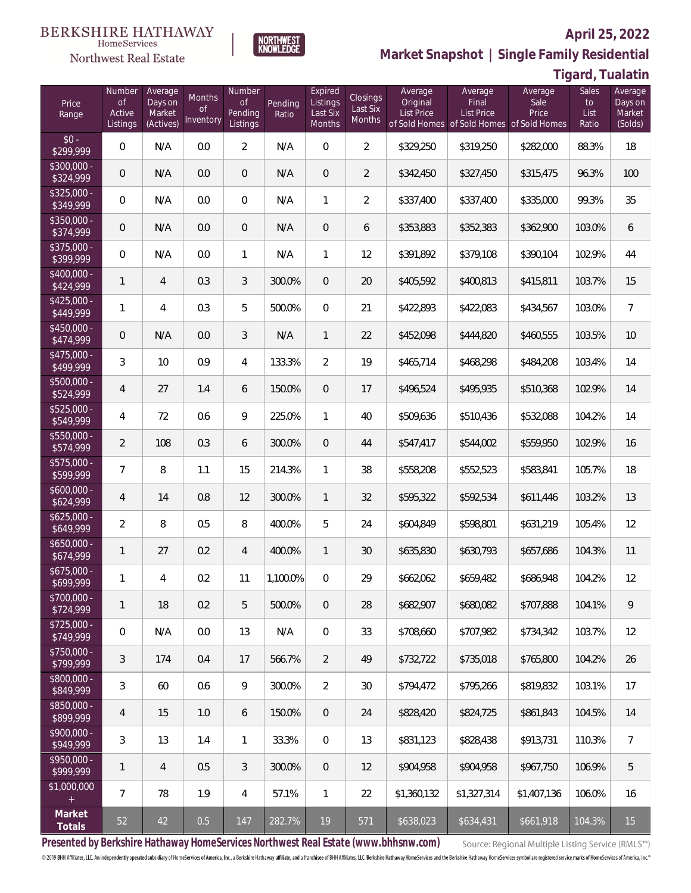BERKSHIRE HATHAWAY HomeServices Northwest Real Estate | NORTHWEST KNOWLEDGE

**April 25, 2022**

## Market Snapshot | Single Family Residential

### Tigard, Tualatin

| Price Range | Number of Active Listings | Average Days on Market (Actives) | Months of Inventory | Number of Pending Listings | Pending Ratio | Expired Listings Last Six Months | Closings Last Six Months | Average Original List Price of Sold Homes | Average Final List Price of Sold Homes | Average Sale Price of Sold Homes | Sales to List Ratio | Average Days on Market (Solds) |
|---|---|---|---|---|---|---|---|---|---|---|---|---|
| $0 - $299,999 | 0 | N/A | 0.0 | 2 | N/A | 0 | 2 | $329,250 | $319,250 | $282,000 | 88.3% | 18 |
| $300,000 - $324,999 | 0 | N/A | 0.0 | 0 | N/A | 0 | 2 | $342,450 | $327,450 | $315,475 | 96.3% | 100 |
| $325,000 - $349,999 | 0 | N/A | 0.0 | 0 | N/A | 1 | 2 | $337,400 | $337,400 | $335,000 | 99.3% | 35 |
| $350,000 - $374,999 | 0 | N/A | 0.0 | 0 | N/A | 0 | 6 | $353,883 | $352,383 | $362,900 | 103.0% | 6 |
| $375,000 - $399,999 | 0 | N/A | 0.0 | 1 | N/A | 1 | 12 | $391,892 | $379,108 | $390,104 | 102.9% | 44 |
| $400,000 - $424,999 | 1 | 4 | 0.3 | 3 | 300.0% | 0 | 20 | $405,592 | $400,813 | $415,811 | 103.7% | 15 |
| $425,000 - $449,999 | 1 | 4 | 0.3 | 5 | 500.0% | 0 | 21 | $422,893 | $422,083 | $434,567 | 103.0% | 7 |
| $450,000 - $474,999 | 0 | N/A | 0.0 | 3 | N/A | 1 | 22 | $452,098 | $444,820 | $460,555 | 103.5% | 10 |
| $475,000 - $499,999 | 3 | 10 | 0.9 | 4 | 133.3% | 2 | 19 | $465,714 | $468,298 | $484,208 | 103.4% | 14 |
| $500,000 - $524,999 | 4 | 27 | 1.4 | 6 | 150.0% | 0 | 17 | $496,524 | $495,935 | $510,368 | 102.9% | 14 |
| $525,000 - $549,999 | 4 | 72 | 0.6 | 9 | 225.0% | 1 | 40 | $509,636 | $510,436 | $532,088 | 104.2% | 14 |
| $550,000 - $574,999 | 2 | 108 | 0.3 | 6 | 300.0% | 0 | 44 | $547,417 | $544,002 | $559,950 | 102.9% | 16 |
| $575,000 - $599,999 | 7 | 8 | 1.1 | 15 | 214.3% | 1 | 38 | $558,208 | $552,523 | $583,841 | 105.7% | 18 |
| $600,000 - $624,999 | 4 | 14 | 0.8 | 12 | 300.0% | 1 | 32 | $595,322 | $592,534 | $611,446 | 103.2% | 13 |
| $625,000 - $649,999 | 2 | 8 | 0.5 | 8 | 400.0% | 5 | 24 | $604,849 | $598,801 | $631,219 | 105.4% | 12 |
| $650,000 - $674,999 | 1 | 27 | 0.2 | 4 | 400.0% | 1 | 30 | $635,830 | $630,793 | $657,686 | 104.3% | 11 |
| $675,000 - $699,999 | 1 | 4 | 0.2 | 11 | 1,100.0% | 0 | 29 | $662,062 | $659,482 | $686,948 | 104.2% | 12 |
| $700,000 - $724,999 | 1 | 18 | 0.2 | 5 | 500.0% | 0 | 28 | $682,907 | $680,082 | $707,888 | 104.1% | 9 |
| $725,000 - $749,999 | 0 | N/A | 0.0 | 13 | N/A | 0 | 33 | $708,660 | $707,982 | $734,342 | 103.7% | 12 |
| $750,000 - $799,999 | 3 | 174 | 0.4 | 17 | 566.7% | 2 | 49 | $732,722 | $735,018 | $765,800 | 104.2% | 26 |
| $800,000 - $849,999 | 3 | 60 | 0.6 | 9 | 300.0% | 2 | 30 | $794,472 | $795,266 | $819,832 | 103.1% | 17 |
| $850,000 - $899,999 | 4 | 15 | 1.0 | 6 | 150.0% | 0 | 24 | $828,420 | $824,725 | $861,843 | 104.5% | 14 |
| $900,000 - $949,999 | 3 | 13 | 1.4 | 1 | 33.3% | 0 | 13 | $831,123 | $828,438 | $913,731 | 110.3% | 7 |
| $950,000 - $999,999 | 1 | 4 | 0.5 | 3 | 300.0% | 0 | 12 | $904,958 | $904,958 | $967,750 | 106.9% | 5 |
| $1,000,000 + | 7 | 78 | 1.9 | 4 | 57.1% | 1 | 22 | $1,360,132 | $1,327,314 | $1,407,136 | 106.0% | 16 |
| **Market Totals** | 52 | 42 | 0.5 | 147 | 282.7% | 19 | 571 | $638,023 | $634,431 | $661,918 | 104.3% | 15 |

**Presented by Berkshire Hathaway HomeServices Northwest Real Estate (www.bhhsnw.com)**

Source: Regional Multiple Listing Service (RMLS™)

© 2019 BHH Affiliates, LLC. An independently operated subsidiary of HomeServices of America, Inc., a Berkshire Hathaway affiliate, and a franchisee of BHH Affiliates, LLC. Berkshire Hathaway HomeServices and the Berkshire Hathaway HomeServices symbol are registered service marks of HomeServices of America, Inc.®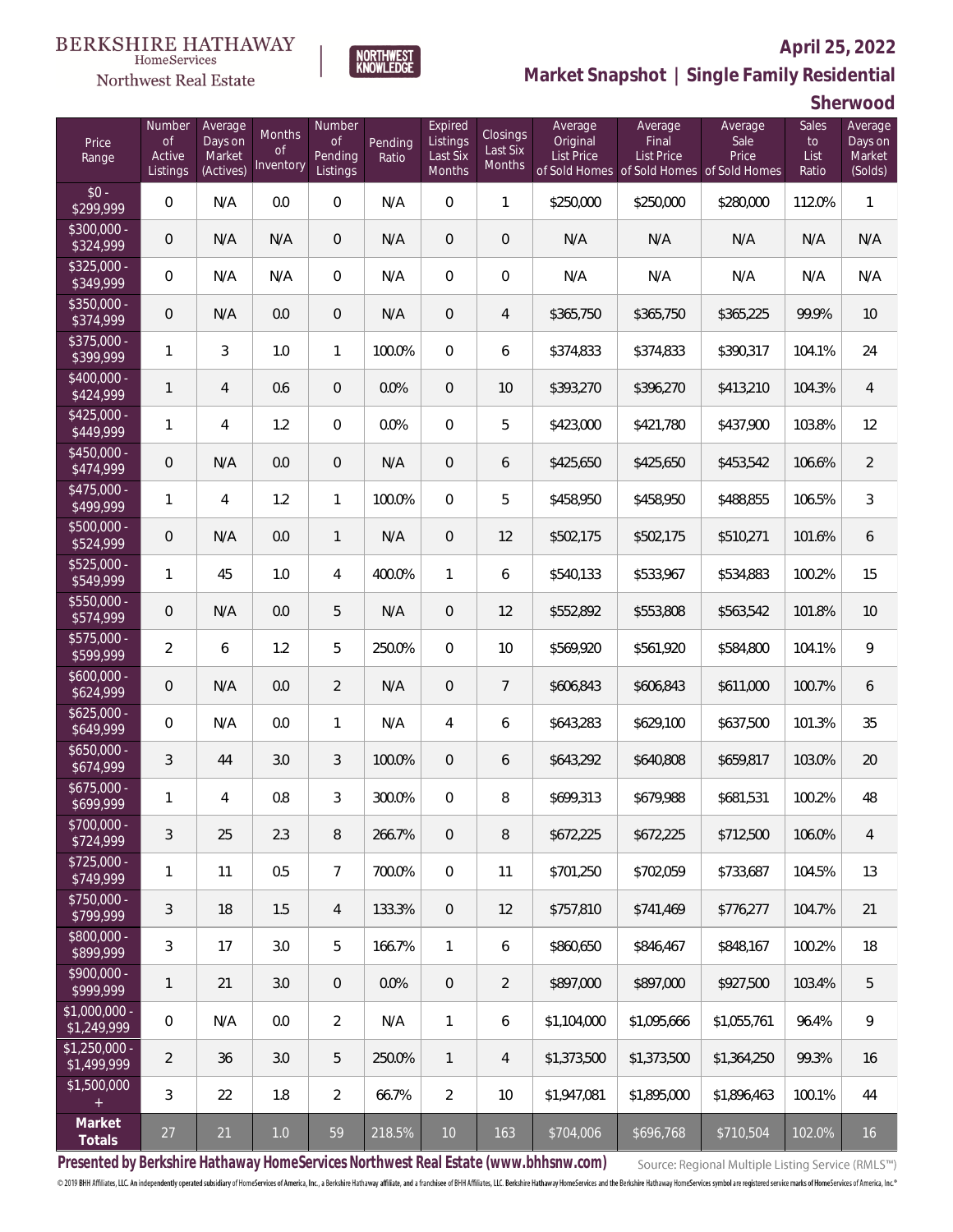**BERKSHIRE HATHAWAY** HomeServices Northwest Real Estate | NORTHWEST KNOWLEDGE

## April 25, 2022

## Market Snapshot | Single Family Residential

## Sherwood

| Price Range | Number of Active Listings | Average Days on Market (Actives) | Months of Inventory | Number of Pending Listings | Pending Ratio | Expired Listings Last Six Months | Closings Last Six Months | Average Original List Price of Sold Homes | Average Final List Price of Sold Homes | Average Sale Price of Sold Homes | Sales to List Ratio | Average Days on Market (Solds) |
|---|---|---|---|---|---|---|---|---|---|---|---|---|
| $0 - $299,999 | 0 | N/A | 0.0 | 0 | N/A | 0 | 1 | $250,000 | $250,000 | $280,000 | 112.0% | 1 |
| $300,000 - $324,999 | 0 | N/A | N/A | 0 | N/A | 0 | 0 | N/A | N/A | N/A | N/A | N/A |
| $325,000 - $349,999 | 0 | N/A | N/A | 0 | N/A | 0 | 0 | N/A | N/A | N/A | N/A | N/A |
| $350,000 - $374,999 | 0 | N/A | 0.0 | 0 | N/A | 0 | 4 | $365,750 | $365,750 | $365,225 | 99.9% | 10 |
| $375,000 - $399,999 | 1 | 3 | 1.0 | 1 | 100.0% | 0 | 6 | $374,833 | $374,833 | $390,317 | 104.1% | 24 |
| $400,000 - $424,999 | 1 | 4 | 0.6 | 0 | 0.0% | 0 | 10 | $393,270 | $396,270 | $413,210 | 104.3% | 4 |
| $425,000 - $449,999 | 1 | 4 | 1.2 | 0 | 0.0% | 0 | 5 | $423,000 | $421,780 | $437,900 | 103.8% | 12 |
| $450,000 - $474,999 | 0 | N/A | 0.0 | 0 | N/A | 0 | 6 | $425,650 | $425,650 | $453,542 | 106.6% | 2 |
| $475,000 - $499,999 | 1 | 4 | 1.2 | 1 | 100.0% | 0 | 5 | $458,950 | $458,950 | $488,855 | 106.5% | 3 |
| $500,000 - $524,999 | 0 | N/A | 0.0 | 1 | N/A | 0 | 12 | $502,175 | $502,175 | $510,271 | 101.6% | 6 |
| $525,000 - $549,999 | 1 | 45 | 1.0 | 4 | 400.0% | 1 | 6 | $540,133 | $533,967 | $534,883 | 100.2% | 15 |
| $550,000 - $574,999 | 0 | N/A | 0.0 | 5 | N/A | 0 | 12 | $552,892 | $553,808 | $563,542 | 101.8% | 10 |
| $575,000 - $599,999 | 2 | 6 | 1.2 | 5 | 250.0% | 0 | 10 | $569,920 | $561,920 | $584,800 | 104.1% | 9 |
| $600,000 - $624,999 | 0 | N/A | 0.0 | 2 | N/A | 0 | 7 | $606,843 | $606,843 | $611,000 | 100.7% | 6 |
| $625,000 - $649,999 | 0 | N/A | 0.0 | 1 | N/A | 4 | 6 | $643,283 | $629,100 | $637,500 | 101.3% | 35 |
| $650,000 - $674,999 | 3 | 44 | 3.0 | 3 | 100.0% | 0 | 6 | $643,292 | $640,808 | $659,817 | 103.0% | 20 |
| $675,000 - $699,999 | 1 | 4 | 0.8 | 3 | 300.0% | 0 | 8 | $699,313 | $679,988 | $681,531 | 100.2% | 48 |
| $700,000 - $724,999 | 3 | 25 | 2.3 | 8 | 266.7% | 0 | 8 | $672,225 | $672,225 | $712,500 | 106.0% | 4 |
| $725,000 - $749,999 | 1 | 11 | 0.5 | 7 | 700.0% | 0 | 11 | $701,250 | $702,059 | $733,687 | 104.5% | 13 |
| $750,000 - $799,999 | 3 | 18 | 1.5 | 4 | 133.3% | 0 | 12 | $757,810 | $741,469 | $776,277 | 104.7% | 21 |
| $800,000 - $899,999 | 3 | 17 | 3.0 | 5 | 166.7% | 1 | 6 | $860,650 | $846,467 | $848,167 | 100.2% | 18 |
| $900,000 - $999,999 | 1 | 21 | 3.0 | 0 | 0.0% | 0 | 2 | $897,000 | $897,000 | $927,500 | 103.4% | 5 |
| $1,000,000 - $1,249,999 | 0 | N/A | 0.0 | 2 | N/A | 1 | 6 | $1,104,000 | $1,095,666 | $1,055,761 | 96.4% | 9 |
| $1,250,000 - $1,499,999 | 2 | 36 | 3.0 | 5 | 250.0% | 1 | 4 | $1,373,500 | $1,373,500 | $1,364,250 | 99.3% | 16 |
| $1,500,000 + | 3 | 22 | 1.8 | 2 | 66.7% | 2 | 10 | $1,947,081 | $1,895,000 | $1,896,463 | 100.1% | 44 |
| **Market Totals** | 27 | 21 | 1.0 | 59 | 218.5% | 10 | 163 | $704,006 | $696,768 | $710,504 | 102.0% | 16 |

**Presented by Berkshire Hathaway HomeServices Northwest Real Estate (www.bhhsnw.com)** Source: Regional Multiple Listing Service (RMLS™)

© 2019 BHH Affiliates, LLC. An independently operated subsidiary of HomeServices of America, Inc., a Berkshire Hathaway affiliate, and a franchisee of BHH Affiliates, LLC. Berkshire Hathaway HomeServices and the Berkshire Hathaway HomeServices symbol are registered service marks of HomeServices of America, Inc.®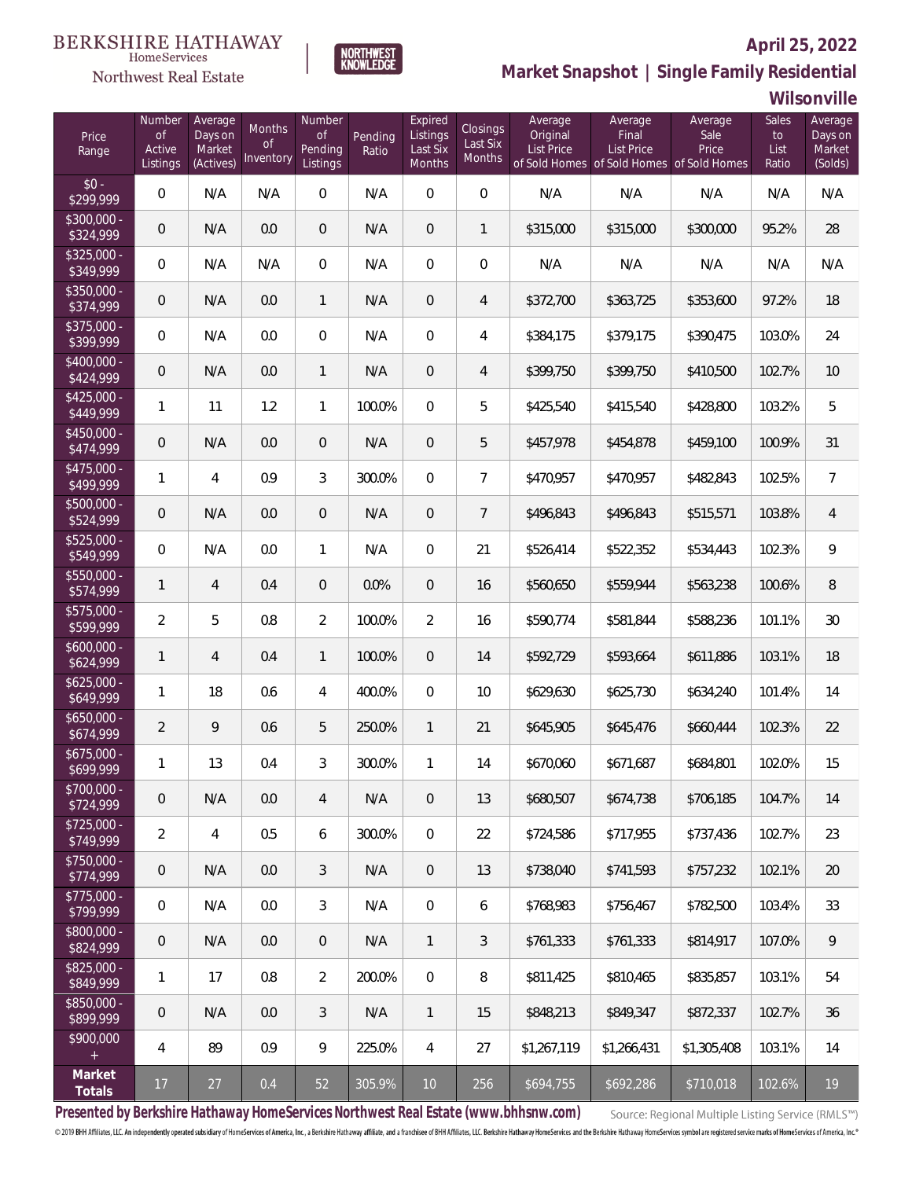BERKSHIRE HATHAWAY HomeServices Northwest Real Estate | NORTHWEST KNOWLEDGE

**April 25, 2022**

**Market Snapshot | Single Family Residential**

**Wilsonville**

| Price Range | Number of Active Listings | Average Days on Market (Actives) | Months of Inventory | Number of Pending Listings | Pending Ratio | Expired Listings Last Six Months | Closings Last Six Months | Average Original List Price of Sold Homes | Average Final List Price of Sold Homes | Average Sale Price of Sold Homes | Sales to List Ratio | Average Days on Market (Solds) |
|---|---|---|---|---|---|---|---|---|---|---|---|---|
| $0 - $299,999 | 0 | N/A | N/A | 0 | N/A | 0 | 0 | N/A | N/A | N/A | N/A | N/A |
| $300,000 - $324,999 | 0 | N/A | 0.0 | 0 | N/A | 0 | 1 | $315,000 | $315,000 | $300,000 | 95.2% | 28 |
| $325,000 - $349,999 | 0 | N/A | N/A | 0 | N/A | 0 | 0 | N/A | N/A | N/A | N/A | N/A |
| $350,000 - $374,999 | 0 | N/A | 0.0 | 1 | N/A | 0 | 4 | $372,700 | $363,725 | $353,600 | 97.2% | 18 |
| $375,000 - $399,999 | 0 | N/A | 0.0 | 0 | N/A | 0 | 4 | $384,175 | $379,175 | $390,475 | 103.0% | 24 |
| $400,000 - $424,999 | 0 | N/A | 0.0 | 1 | N/A | 0 | 4 | $399,750 | $399,750 | $410,500 | 102.7% | 10 |
| $425,000 - $449,999 | 1 | 11 | 1.2 | 1 | 100.0% | 0 | 5 | $425,540 | $415,540 | $428,800 | 103.2% | 5 |
| $450,000 - $474,999 | 0 | N/A | 0.0 | 0 | N/A | 0 | 5 | $457,978 | $454,878 | $459,100 | 100.9% | 31 |
| $475,000 - $499,999 | 1 | 4 | 0.9 | 3 | 300.0% | 0 | 7 | $470,957 | $470,957 | $482,843 | 102.5% | 7 |
| $500,000 - $524,999 | 0 | N/A | 0.0 | 0 | N/A | 0 | 7 | $496,843 | $496,843 | $515,571 | 103.8% | 4 |
| $525,000 - $549,999 | 0 | N/A | 0.0 | 1 | N/A | 0 | 21 | $526,414 | $522,352 | $534,443 | 102.3% | 9 |
| $550,000 - $574,999 | 1 | 4 | 0.4 | 0 | 0.0% | 0 | 16 | $560,650 | $559,944 | $563,238 | 100.6% | 8 |
| $575,000 - $599,999 | 2 | 5 | 0.8 | 2 | 100.0% | 2 | 16 | $590,774 | $581,844 | $588,236 | 101.1% | 30 |
| $600,000 - $624,999 | 1 | 4 | 0.4 | 1 | 100.0% | 0 | 14 | $592,729 | $593,664 | $611,886 | 103.1% | 18 |
| $625,000 - $649,999 | 1 | 18 | 0.6 | 4 | 400.0% | 0 | 10 | $629,630 | $625,730 | $634,240 | 101.4% | 14 |
| $650,000 - $674,999 | 2 | 9 | 0.6 | 5 | 250.0% | 1 | 21 | $645,905 | $645,476 | $660,444 | 102.3% | 22 |
| $675,000 - $699,999 | 1 | 13 | 0.4 | 3 | 300.0% | 1 | 14 | $670,060 | $671,687 | $684,801 | 102.0% | 15 |
| $700,000 - $724,999 | 0 | N/A | 0.0 | 4 | N/A | 0 | 13 | $680,507 | $674,738 | $706,185 | 104.7% | 14 |
| $725,000 - $749,999 | 2 | 4 | 0.5 | 6 | 300.0% | 0 | 22 | $724,586 | $717,955 | $737,436 | 102.7% | 23 |
| $750,000 - $774,999 | 0 | N/A | 0.0 | 3 | N/A | 0 | 13 | $738,040 | $741,593 | $757,232 | 102.1% | 20 |
| $775,000 - $799,999 | 0 | N/A | 0.0 | 3 | N/A | 0 | 6 | $768,983 | $756,467 | $782,500 | 103.4% | 33 |
| $800,000 - $824,999 | 0 | N/A | 0.0 | 0 | N/A | 1 | 3 | $761,333 | $761,333 | $814,917 | 107.0% | 9 |
| $825,000 - $849,999 | 1 | 17 | 0.8 | 2 | 200.0% | 0 | 8 | $811,425 | $810,465 | $835,857 | 103.1% | 54 |
| $850,000 - $899,999 | 0 | N/A | 0.0 | 3 | N/A | 1 | 15 | $848,213 | $849,347 | $872,337 | 102.7% | 36 |
| $900,000 + | 4 | 89 | 0.9 | 9 | 225.0% | 4 | 27 | $1,267,119 | $1,266,431 | $1,305,408 | 103.1% | 14 |
| **Market Totals** | 17 | 27 | 0.4 | 52 | 305.9% | 10 | 256 | $694,755 | $692,286 | $710,018 | 102.6% | 19 |

**Presented by Berkshire Hathaway HomeServices Northwest Real Estate (www.bhhsnw.com)**

Source: Regional Multiple Listing Service (RMLS™)

© 2019 BHH Affiliates, LLC. An independently operated subsidiary of HomeServices of America, Inc., a Berkshire Hathaway affiliate, and a franchisee of BHH Affiliates, LLC. Berkshire Hathaway HomeServices and the Berkshire Hathaway HomeServices symbol are registered service marks of HomeServices of America, Inc.®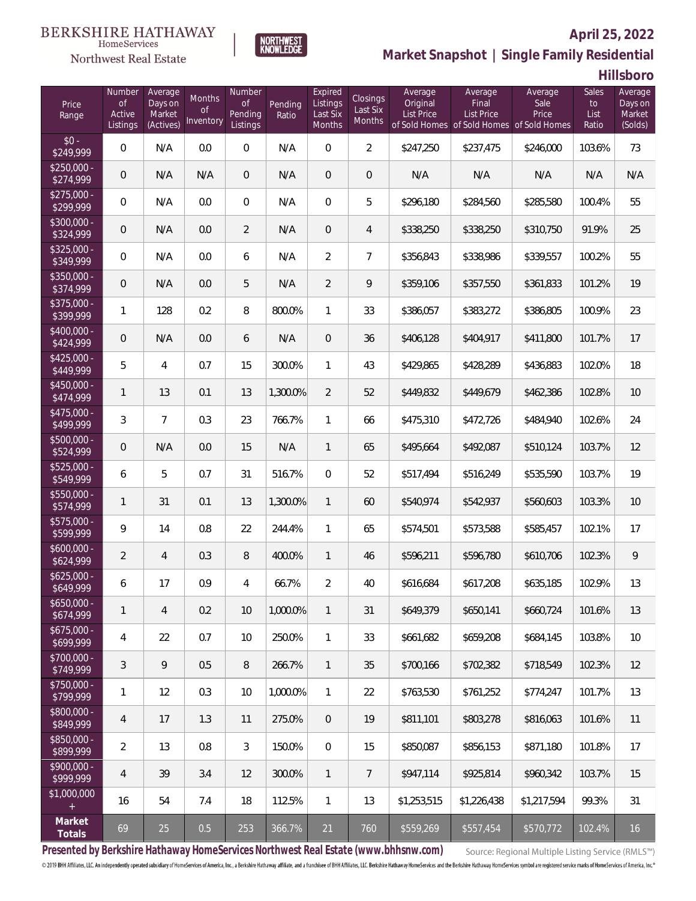BERKSHIRE HATHAWAY HomeServices Northwest Real Estate | NORTHWEST KNOWLEDGE

**April 25, 2022**

**Market Snapshot | Single Family Residential**

**Hillsboro**

| Price Range | Number of Active Listings | Average Days on Market (Actives) | Months of Inventory | Number of Pending Listings | Pending Ratio | Expired Listings Last Six Months | Closings Last Six Months | Average Original List Price of Sold Homes | Average Final List Price of Sold Homes | Average Sale Price of Sold Homes | Sales to List Ratio | Average Days on Market (Solds) |
|---|---|---|---|---|---|---|---|---|---|---|---|---|
| $0 - $249,999 | 0 | N/A | 0.0 | 0 | N/A | 0 | 2 | $247,250 | $237,475 | $246,000 | 103.6% | 73 |
| $250,000 - $274,999 | 0 | N/A | N/A | 0 | N/A | 0 | 0 | N/A | N/A | N/A | N/A | N/A |
| $275,000 - $299,999 | 0 | N/A | 0.0 | 0 | N/A | 0 | 5 | $296,180 | $284,560 | $285,580 | 100.4% | 55 |
| $300,000 - $324,999 | 0 | N/A | 0.0 | 2 | N/A | 0 | 4 | $338,250 | $338,250 | $310,750 | 91.9% | 25 |
| $325,000 - $349,999 | 0 | N/A | 0.0 | 6 | N/A | 2 | 7 | $356,843 | $338,986 | $339,557 | 100.2% | 55 |
| $350,000 - $374,999 | 0 | N/A | 0.0 | 5 | N/A | 2 | 9 | $359,106 | $357,550 | $361,833 | 101.2% | 19 |
| $375,000 - $399,999 | 1 | 128 | 0.2 | 8 | 800.0% | 1 | 33 | $386,057 | $383,272 | $386,805 | 100.9% | 23 |
| $400,000 - $424,999 | 0 | N/A | 0.0 | 6 | N/A | 0 | 36 | $406,128 | $404,917 | $411,800 | 101.7% | 17 |
| $425,000 - $449,999 | 5 | 4 | 0.7 | 15 | 300.0% | 1 | 43 | $429,865 | $428,289 | $436,883 | 102.0% | 18 |
| $450,000 - $474,999 | 1 | 13 | 0.1 | 13 | 1,300.0% | 2 | 52 | $449,832 | $449,679 | $462,386 | 102.8% | 10 |
| $475,000 - $499,999 | 3 | 7 | 0.3 | 23 | 766.7% | 1 | 66 | $475,310 | $472,726 | $484,940 | 102.6% | 24 |
| $500,000 - $524,999 | 0 | N/A | 0.0 | 15 | N/A | 1 | 65 | $495,664 | $492,087 | $510,124 | 103.7% | 12 |
| $525,000 - $549,999 | 6 | 5 | 0.7 | 31 | 516.7% | 0 | 52 | $517,494 | $516,249 | $535,590 | 103.7% | 19 |
| $550,000 - $574,999 | 1 | 31 | 0.1 | 13 | 1,300.0% | 1 | 60 | $540,974 | $542,937 | $560,603 | 103.3% | 10 |
| $575,000 - $599,999 | 9 | 14 | 0.8 | 22 | 244.4% | 1 | 65 | $574,501 | $573,588 | $585,457 | 102.1% | 17 |
| $600,000 - $624,999 | 2 | 4 | 0.3 | 8 | 400.0% | 1 | 46 | $596,211 | $596,780 | $610,706 | 102.3% | 9 |
| $625,000 - $649,999 | 6 | 17 | 0.9 | 4 | 66.7% | 2 | 40 | $616,684 | $617,208 | $635,185 | 102.9% | 13 |
| $650,000 - $674,999 | 1 | 4 | 0.2 | 10 | 1,000.0% | 1 | 31 | $649,379 | $650,141 | $660,724 | 101.6% | 13 |
| $675,000 - $699,999 | 4 | 22 | 0.7 | 10 | 250.0% | 1 | 33 | $661,682 | $659,208 | $684,145 | 103.8% | 10 |
| $700,000 - $749,999 | 3 | 9 | 0.5 | 8 | 266.7% | 1 | 35 | $700,166 | $702,382 | $718,549 | 102.3% | 12 |
| $750,000 - $799,999 | 1 | 12 | 0.3 | 10 | 1,000.0% | 1 | 22 | $763,530 | $761,252 | $774,247 | 101.7% | 13 |
| $800,000 - $849,999 | 4 | 17 | 1.3 | 11 | 275.0% | 0 | 19 | $811,101 | $803,278 | $816,063 | 101.6% | 11 |
| $850,000 - $899,999 | 2 | 13 | 0.8 | 3 | 150.0% | 0 | 15 | $850,087 | $856,153 | $871,180 | 101.8% | 17 |
| $900,000 - $999,999 | 4 | 39 | 3.4 | 12 | 300.0% | 1 | 7 | $947,114 | $925,814 | $960,342 | 103.7% | 15 |
| $1,000,000 + | 16 | 54 | 7.4 | 18 | 112.5% | 1 | 13 | $1,253,515 | $1,226,438 | $1,217,594 | 99.3% | 31 |
| **Market Totals** | 69 | 25 | 0.5 | 253 | 366.7% | 21 | 760 | $559,269 | $557,454 | $570,772 | 102.4% | 16 |

**Presented by Berkshire Hathaway HomeServices Northwest Real Estate (www.bhhsnw.com)**

Source: Regional Multiple Listing Service (RMLS™)

© 2019 BHH Affiliates, LLC. An independently operated subsidiary of HomeServices of America, Inc., a Berkshire Hathaway affiliate, and a franchisee of BHH Affiliates, LLC. Berkshire Hathaway HomeServices and the Berkshire Hathaway HomeServices symbol are registered service marks of HomeServices of America, Inc.®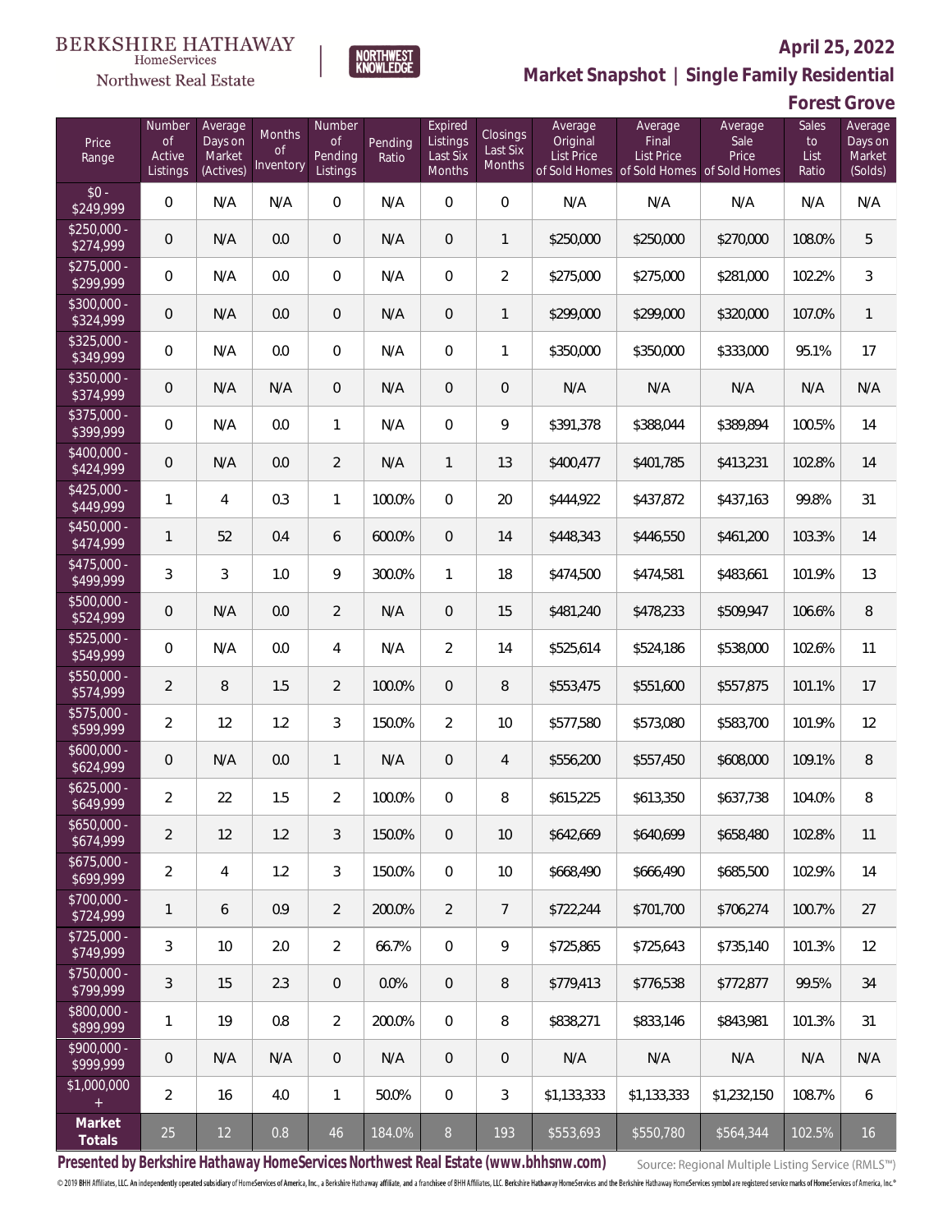BERKSHIRE HATHAWAY HomeServices Northwest Real Estate

NORTHWEST KNOWLEDGE

**April 25, 2022**

**Market Snapshot | Single Family Residential**

**Forest Grove**

| Price Range | Number of Active Listings | Average Days on Market (Actives) | Months of Inventory | Number of Pending Listings | Pending Ratio | Expired Listings Last Six Months | Closings Last Six Months | Average Original List Price of Sold Homes | Average Final List Price of Sold Homes | Average Sale Price of Sold Homes | Sales to List Ratio | Average Days on Market (Solds) |
|---|---|---|---|---|---|---|---|---|---|---|---|---|
| $0 - $249,999 | 0 | N/A | N/A | 0 | N/A | 0 | 0 | N/A | N/A | N/A | N/A | N/A |
| $250,000 - $274,999 | 0 | N/A | 0.0 | 0 | N/A | 0 | 1 | $250,000 | $250,000 | $270,000 | 108.0% | 5 |
| $275,000 - $299,999 | 0 | N/A | 0.0 | 0 | N/A | 0 | 2 | $275,000 | $275,000 | $281,000 | 102.2% | 3 |
| $300,000 - $324,999 | 0 | N/A | 0.0 | 0 | N/A | 0 | 1 | $299,000 | $299,000 | $320,000 | 107.0% | 1 |
| $325,000 - $349,999 | 0 | N/A | 0.0 | 0 | N/A | 0 | 1 | $350,000 | $350,000 | $333,000 | 95.1% | 17 |
| $350,000 - $374,999 | 0 | N/A | N/A | 0 | N/A | 0 | 0 | N/A | N/A | N/A | N/A | N/A |
| $375,000 - $399,999 | 0 | N/A | 0.0 | 1 | N/A | 0 | 9 | $391,378 | $388,044 | $389,894 | 100.5% | 14 |
| $400,000 - $424,999 | 0 | N/A | 0.0 | 2 | N/A | 1 | 13 | $400,477 | $401,785 | $413,231 | 102.8% | 14 |
| $425,000 - $449,999 | 1 | 4 | 0.3 | 1 | 100.0% | 0 | 20 | $444,922 | $437,872 | $437,163 | 99.8% | 31 |
| $450,000 - $474,999 | 1 | 52 | 0.4 | 6 | 600.0% | 0 | 14 | $448,343 | $446,550 | $461,200 | 103.3% | 14 |
| $475,000 - $499,999 | 3 | 3 | 1.0 | 9 | 300.0% | 1 | 18 | $474,500 | $474,581 | $483,661 | 101.9% | 13 |
| $500,000 - $524,999 | 0 | N/A | 0.0 | 2 | N/A | 0 | 15 | $481,240 | $478,233 | $509,947 | 106.6% | 8 |
| $525,000 - $549,999 | 0 | N/A | 0.0 | 4 | N/A | 2 | 14 | $525,614 | $524,186 | $538,000 | 102.6% | 11 |
| $550,000 - $574,999 | 2 | 8 | 1.5 | 2 | 100.0% | 0 | 8 | $553,475 | $551,600 | $557,875 | 101.1% | 17 |
| $575,000 - $599,999 | 2 | 12 | 1.2 | 3 | 150.0% | 2 | 10 | $577,580 | $573,080 | $583,700 | 101.9% | 12 |
| $600,000 - $624,999 | 0 | N/A | 0.0 | 1 | N/A | 0 | 4 | $556,200 | $557,450 | $608,000 | 109.1% | 8 |
| $625,000 - $649,999 | 2 | 22 | 1.5 | 2 | 100.0% | 0 | 8 | $615,225 | $613,350 | $637,738 | 104.0% | 8 |
| $650,000 - $674,999 | 2 | 12 | 1.2 | 3 | 150.0% | 0 | 10 | $642,669 | $640,699 | $658,480 | 102.8% | 11 |
| $675,000 - $699,999 | 2 | 4 | 1.2 | 3 | 150.0% | 0 | 10 | $668,490 | $666,490 | $685,500 | 102.9% | 14 |
| $700,000 - $724,999 | 1 | 6 | 0.9 | 2 | 200.0% | 2 | 7 | $722,244 | $701,700 | $706,274 | 100.7% | 27 |
| $725,000 - $749,999 | 3 | 10 | 2.0 | 2 | 66.7% | 0 | 9 | $725,865 | $725,643 | $735,140 | 101.3% | 12 |
| $750,000 - $799,999 | 3 | 15 | 2.3 | 0 | 0.0% | 0 | 8 | $779,413 | $776,538 | $772,877 | 99.5% | 34 |
| $800,000 - $899,999 | 1 | 19 | 0.8 | 2 | 200.0% | 0 | 8 | $838,271 | $833,146 | $843,981 | 101.3% | 31 |
| $900,000 - $999,999 | 0 | N/A | N/A | 0 | N/A | 0 | 0 | N/A | N/A | N/A | N/A | N/A |
| $1,000,000 + | 2 | 16 | 4.0 | 1 | 50.0% | 0 | 3 | $1,133,333 | $1,133,333 | $1,232,150 | 108.7% | 6 |
| **Market Totals** | 25 | 12 | 0.8 | 46 | 184.0% | 8 | 193 | $553,693 | $550,780 | $564,344 | 102.5% | 16 |

**Presented by Berkshire Hathaway HomeServices Northwest Real Estate (www.bhhsnw.com)**

Source: Regional Multiple Listing Service (RMLS™)

© 2019 BHH Affiliates, LLC. An independently operated subsidiary of HomeServices of America, Inc., a Berkshire Hathaway affiliate, and a franchisee of BHH Affiliates, LLC. Berkshire Hathaway HomeServices and the Berkshire Hathaway HomeServices symbol are registered service marks of HomeServices of America, Inc.®